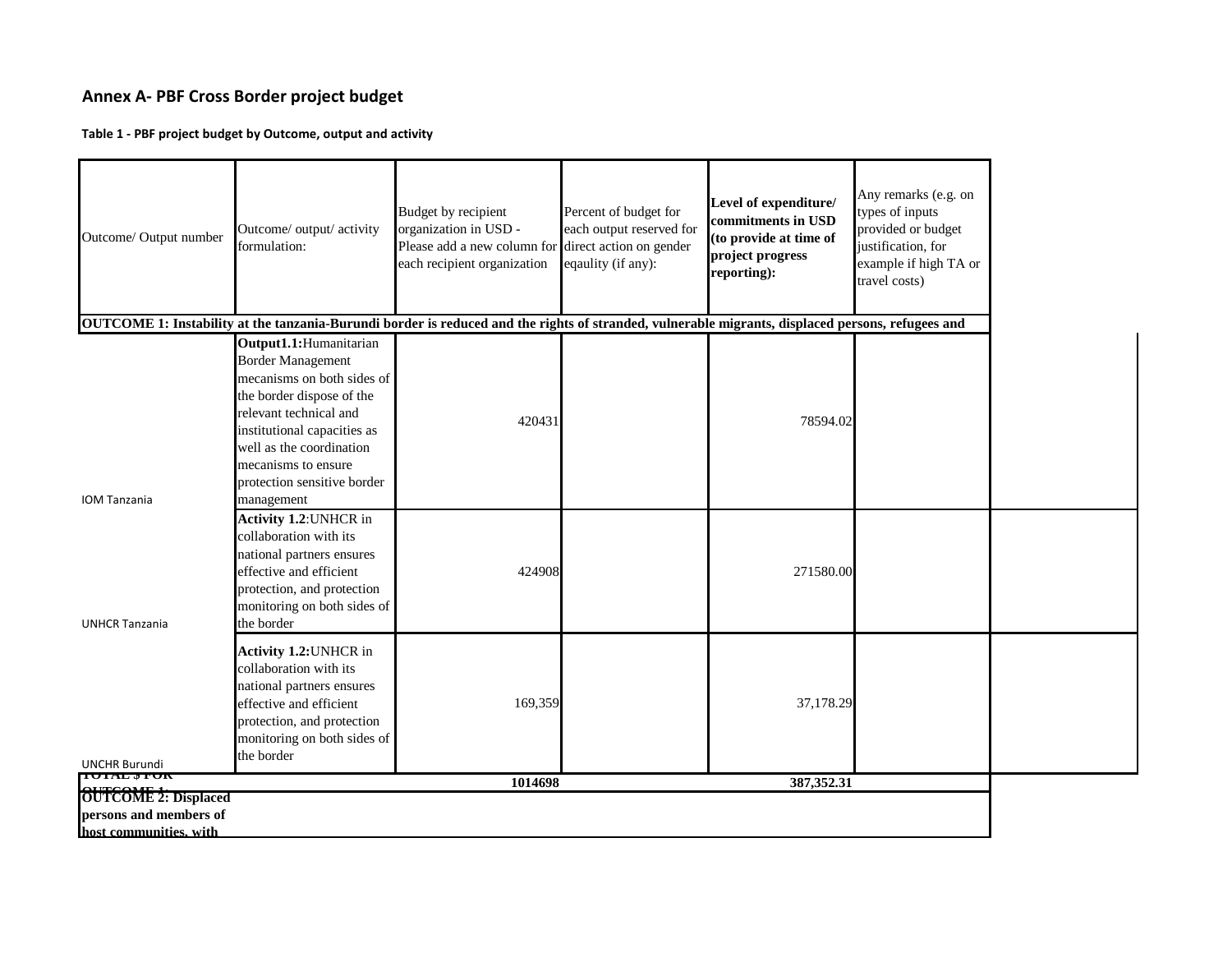## Annex A- PBF Cross Border project budget

**Table 1 - PBF project budget by Outcome, output and activity**

| Outcome/ Output number | Outcome/ output/ activity formulation: | Budget by recipient organization in USD - Please add a new column for each recipient organization | Percent of budget for each output reserved for direct action on gender eqaulity (if any): | **Level of expenditure/ commitments in USD (to provide at time of project progress reporting):** | Any remarks (e.g. on types of inputs provided or budget justification, for example if high TA or travel costs) |
|---|---|---|---|---|---|
| **OUTCOME 1: Instability at the tanzania-Burundi border is reduced and the rights of stranded, vulnerable migrants, displaced persons, refugees and** | | | | | |
| IOM Tanzania | **Output1.1:**Humanitarian Border Management mecanisms on both sides of the border dispose of the relevant technical and institutional capacities as well as the coordination mecanisms to ensure protection sensitive border management | 420431 | | 78594.02 | |
| UNHCR Tanzania | **Activity 1.2**:UNHCR in collaboration with its national partners ensures effective and efficient protection, and protection monitoring on both sides of the border | 424908 | | 271580.00 | |
| UNCHR Burundi | **Activity 1.2:**UNHCR in collaboration with its national partners ensures effective and efficient protection, and protection monitoring on both sides of the border | 169,359 | | 37,178.29 | |
| **TOTAL $ FOR OUTCOME 1:** | | **1014698** | | **387,352.31** | |
| **OUTCOME 2: Displaced persons and members of host communities, with** | | | | | |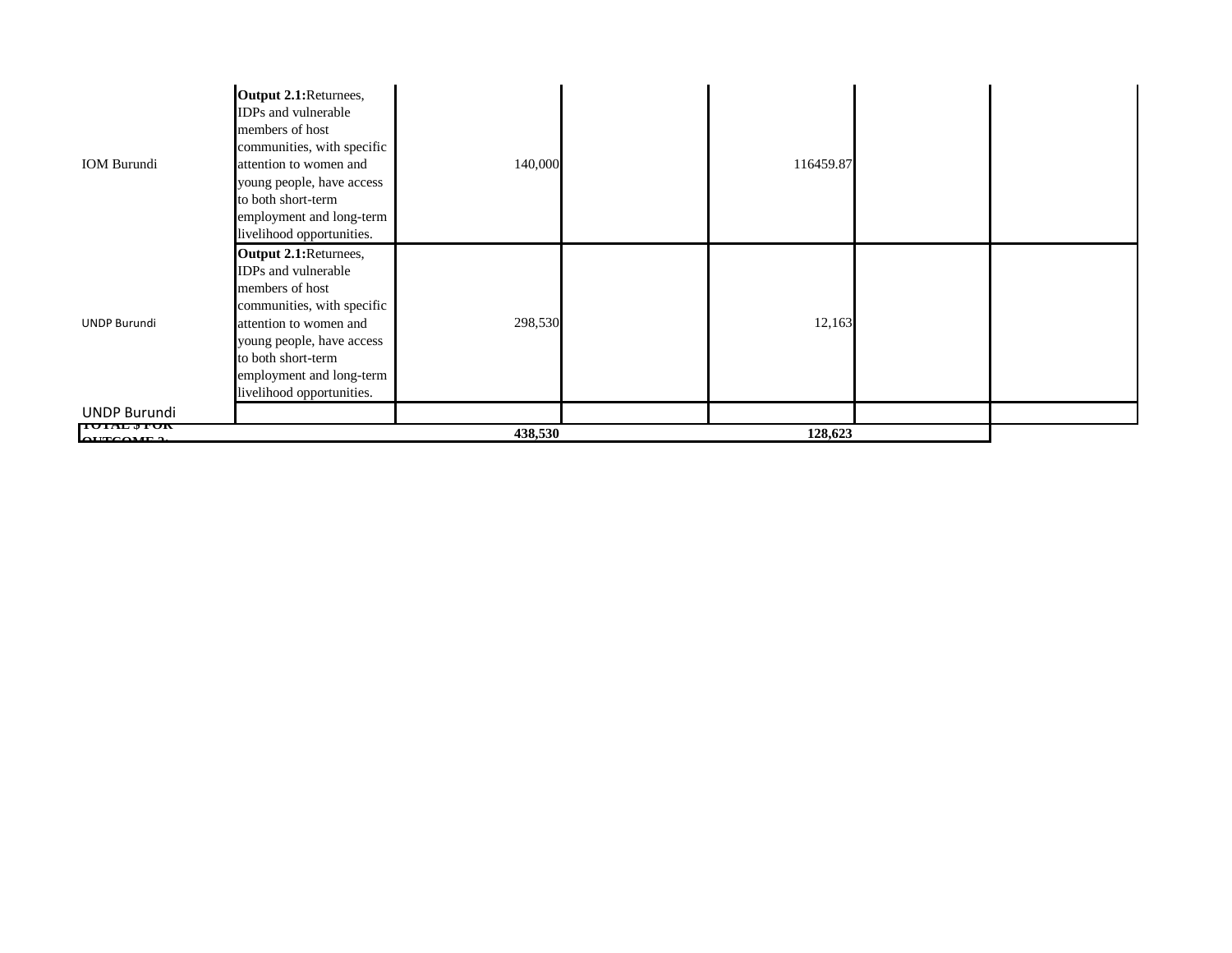| | | | | | | |
|---|---|---|---|---|---|---|
| IOM Burundi | **Output 2.1:**Returnees, IDPs and vulnerable members of host communities, with specific attention to women and young people, have access to both short-term employment and long-term livelihood opportunities. | 140,000 | | 116459.87 | | |
| UNDP Burundi | **Output 2.1:**Returnees, IDPs and vulnerable members of host communities, with specific attention to women and young people, have access to both short-term employment and long-term livelihood opportunities. | 298,530 | | 12,163 | | |
| UNDP Burundi | | | | | | |
| **TOTAL $ FOR OUTCOME 2:** | | **438,530** | | **128,623** | | |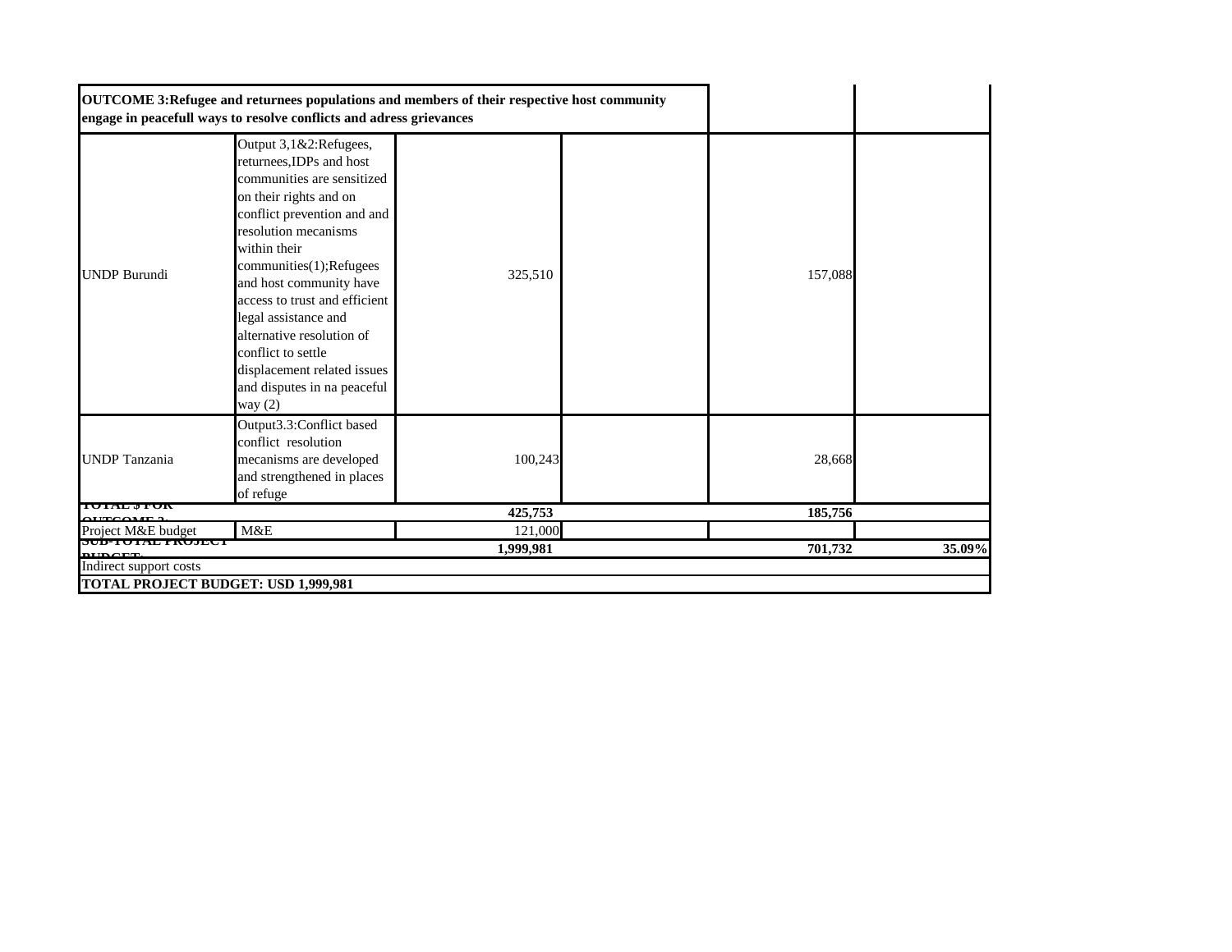| | | | | | |
|---|---|---|---|---|---|
| **OUTCOME 3:Refugee and returnees populations and members of their respective host community engage in peacefull ways to resolve conflicts and adress grievances** | | | | | |
| UNDP Burundi | Output 3,1&2:Refugees, returnees,IDPs and host communities are sensitized on their rights and on conflict prevention and and resolution mecanisms within their communities(1);Refugees and host community have access to trust and efficient legal assistance and alternative resolution of conflict to settle displacement related issues and disputes in na peaceful way (2) | 325,510 | | 157,088 | |
| UNDP Tanzania | Output3.3:Conflict based conflict resolution mecanisms are developed and strengthened in places of refuge | 100,243 | | 28,668 | |
| **TOTAL $ FOR OUTCOME 3:** | | **425,753** | | **185,756** | |
| Project M&E budget | M&E | 121,000 | | | |
| **SUB-TOTAL PROJECT BUDGET:** | | **1,999,981** | | **701,732** | **35.09%** |
| Indirect support costs | | | | | |
| **TOTAL PROJECT BUDGET: USD 1,999,981** | | | | | |